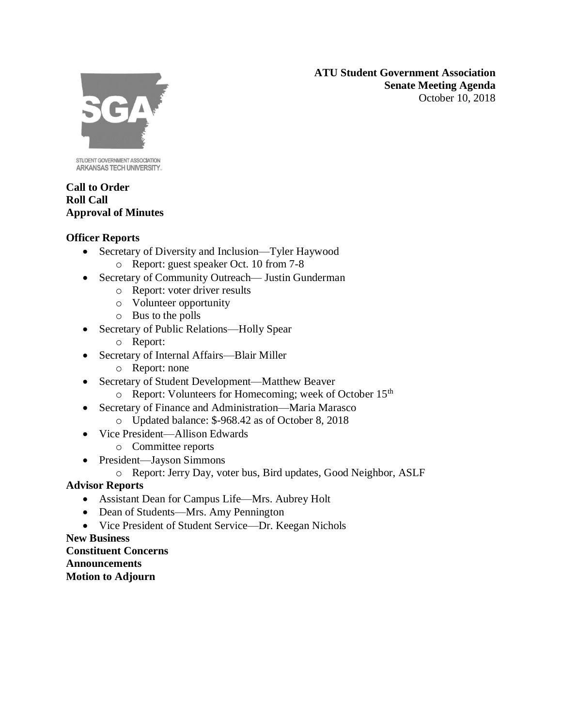**ATU Student Government Association**
**Senate Meeting Agenda**
October 10, 2018

STUDENT GOVERNMENT ASSOCIATION
ARKANSAS TECH UNIVERSITY

**Call to Order**
**Roll Call**
**Approval of Minutes**

**Officer Reports**

- Secretary of Diversity and Inclusion—Tyler Haywood
  - Report: guest speaker Oct. 10 from 7-8
- Secretary of Community Outreach— Justin Gunderman
  - Report: voter driver results
  - Volunteer opportunity
  - Bus to the polls
- Secretary of Public Relations—Holly Spear
  - Report:
- Secretary of Internal Affairs—Blair Miller
  - Report: none
- Secretary of Student Development—Matthew Beaver
  - Report: Volunteers for Homecoming; week of October 15th
- Secretary of Finance and Administration—Maria Marasco
  - Updated balance: $-968.42 as of October 8, 2018
- Vice President—Allison Edwards
  - Committee reports
- President—Jayson Simmons
  - Report: Jerry Day, voter bus, Bird updates, Good Neighbor, ASLF

**Advisor Reports**

- Assistant Dean for Campus Life—Mrs. Aubrey Holt
- Dean of Students—Mrs. Amy Pennington
- Vice President of Student Service—Dr. Keegan Nichols

**New Business**
**Constituent Concerns**
**Announcements**
**Motion to Adjourn**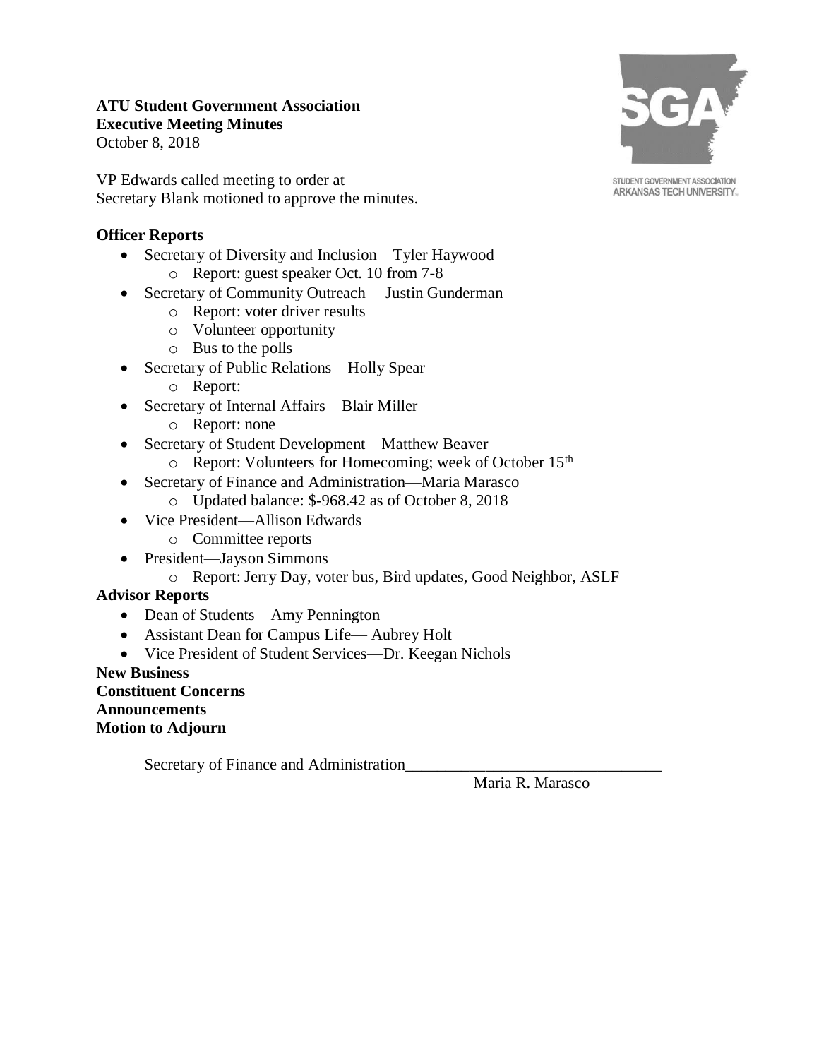**ATU Student Government Association**
**Executive Meeting Minutes**
October 8, 2018

VP Edwards called meeting to order at
Secretary Blank motioned to approve the minutes.

**Officer Reports**

- Secretary of Diversity and Inclusion—Tyler Haywood
  - Report: guest speaker Oct. 10 from 7-8
- Secretary of Community Outreach— Justin Gunderman
  - Report: voter driver results
  - Volunteer opportunity
  - Bus to the polls
- Secretary of Public Relations—Holly Spear
  - Report:
- Secretary of Internal Affairs—Blair Miller
  - Report: none
- Secretary of Student Development—Matthew Beaver
  - Report: Volunteers for Homecoming; week of October 15th
- Secretary of Finance and Administration—Maria Marasco
  - Updated balance: $-968.42 as of October 8, 2018
- Vice President—Allison Edwards
  - Committee reports
- President—Jayson Simmons
  - Report: Jerry Day, voter bus, Bird updates, Good Neighbor, ASLF

**Advisor Reports**

- Dean of Students—Amy Pennington
- Assistant Dean for Campus Life— Aubrey Holt
- Vice President of Student Services—Dr. Keegan Nichols

**New Business**
**Constituent Concerns**
**Announcements**
**Motion to Adjourn**

Secretary of Finance and Administration________________________________
Maria R. Marasco